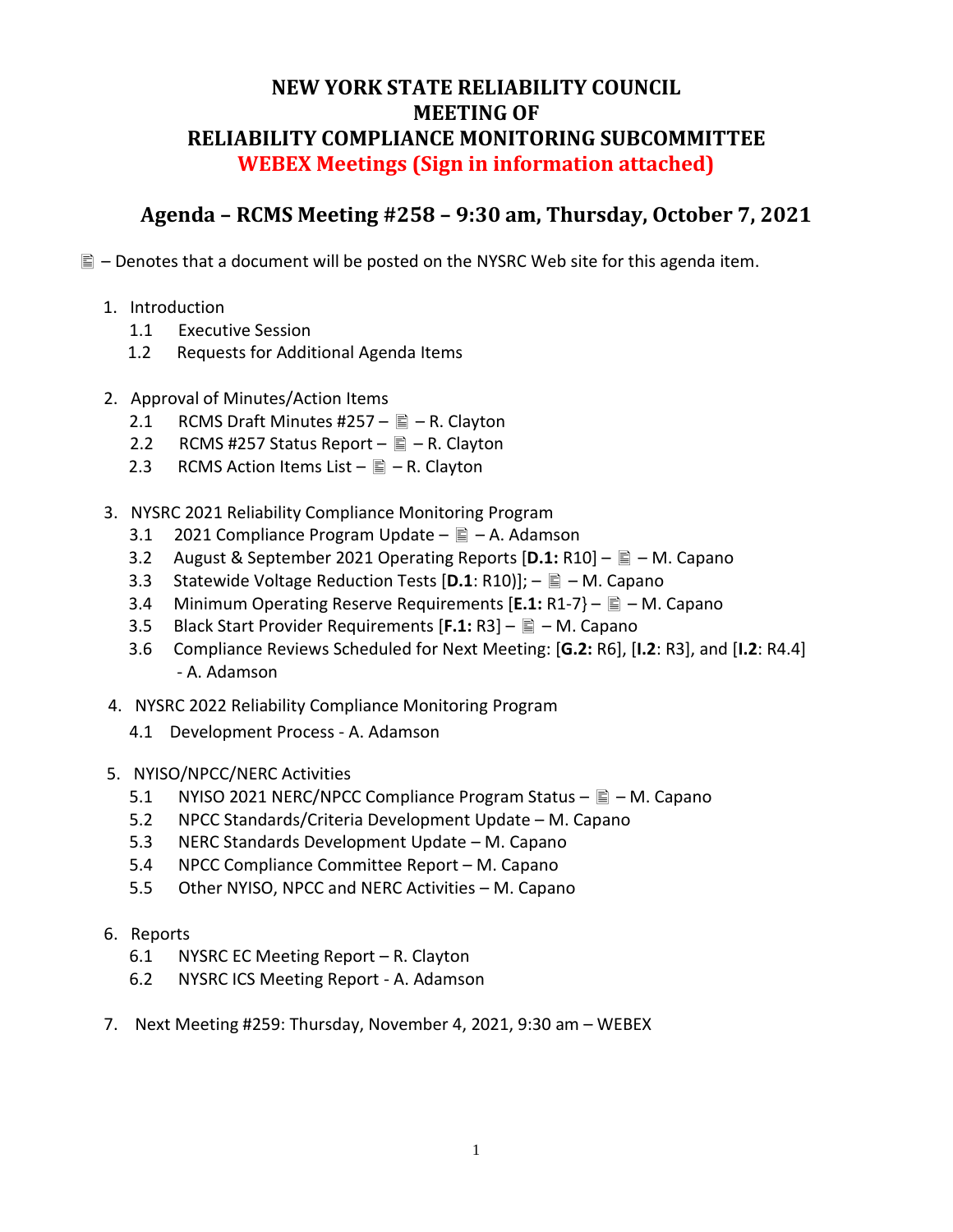# NEW YORK STATE RELIABILITY COUNCIL
# MEETING OF
# RELIABILITY COMPLIANCE MONITORING SUBCOMMITTEE
# WEBEX Meetings (Sign in information attached)

## Agenda – RCMS Meeting #258 – 9:30 am, Thursday, October 7, 2021

🗎 – Denotes that a document will be posted on the NYSRC Web site for this agenda item.

1. Introduction
   - 1.1 Executive Session
   - 1.2 Requests for Additional Agenda Items

2. Approval of Minutes/Action Items
   - 2.1 RCMS Draft Minutes #257 – 🗎 – R. Clayton
   - 2.2 RCMS #257 Status Report – 🗎 – R. Clayton
   - 2.3 RCMS Action Items List – 🗎 – R. Clayton

3. NYSRC 2021 Reliability Compliance Monitoring Program
   - 3.1 2021 Compliance Program Update – 🗎 – A. Adamson
   - 3.2 August & September 2021 Operating Reports [**D.1:** R10] – 🗎 – M. Capano
   - 3.3 Statewide Voltage Reduction Tests [**D.1**: R10)]; – 🗎 – M. Capano
   - 3.4 Minimum Operating Reserve Requirements [**E.1:** R1-7} – 🗎 – M. Capano
   - 3.5 Black Start Provider Requirements [**F.1:** R3] – 🗎 – M. Capano
   - 3.6 Compliance Reviews Scheduled for Next Meeting: [**G.2:** R6], [**I.2**: R3], and [**I.2**: R4.4] - A. Adamson

4. NYSRC 2022 Reliability Compliance Monitoring Program
   - 4.1 Development Process - A. Adamson

5. NYISO/NPCC/NERC Activities
   - 5.1 NYISO 2021 NERC/NPCC Compliance Program Status – 🗎 – M. Capano
   - 5.2 NPCC Standards/Criteria Development Update – M. Capano
   - 5.3 NERC Standards Development Update – M. Capano
   - 5.4 NPCC Compliance Committee Report – M. Capano
   - 5.5 Other NYISO, NPCC and NERC Activities – M. Capano

6. Reports
   - 6.1 NYSRC EC Meeting Report – R. Clayton
   - 6.2 NYSRC ICS Meeting Report - A. Adamson

7. Next Meeting #259: Thursday, November 4, 2021, 9:30 am – WEBEX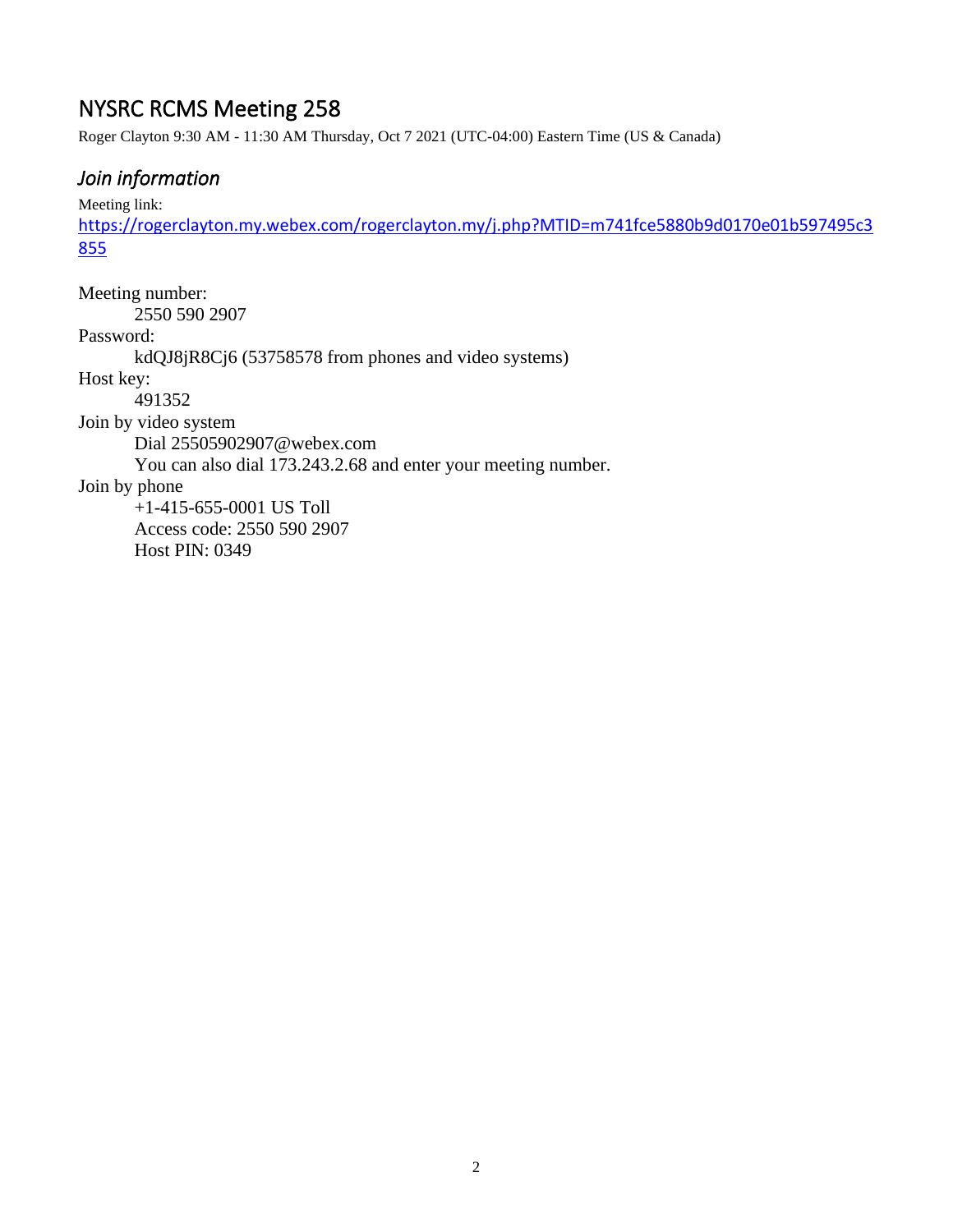# NYSRC RCMS Meeting 258

Roger Clayton 9:30 AM - 11:30 AM Thursday, Oct 7 2021 (UTC-04:00) Eastern Time (US & Canada)

## *Join information*

Meeting link:
https://rogerclayton.my.webex.com/rogerclayton.my/j.php?MTID=m741fce5880b9d0170e01b597495c3855

Meeting number:
    2550 590 2907
Password:
    kdQJ8jR8Cj6 (53758578 from phones and video systems)
Host key:
    491352
Join by video system
    Dial 25505902907@webex.com
    You can also dial 173.243.2.68 and enter your meeting number.
Join by phone
    +1-415-655-0001 US Toll
    Access code: 2550 590 2907
    Host PIN: 0349